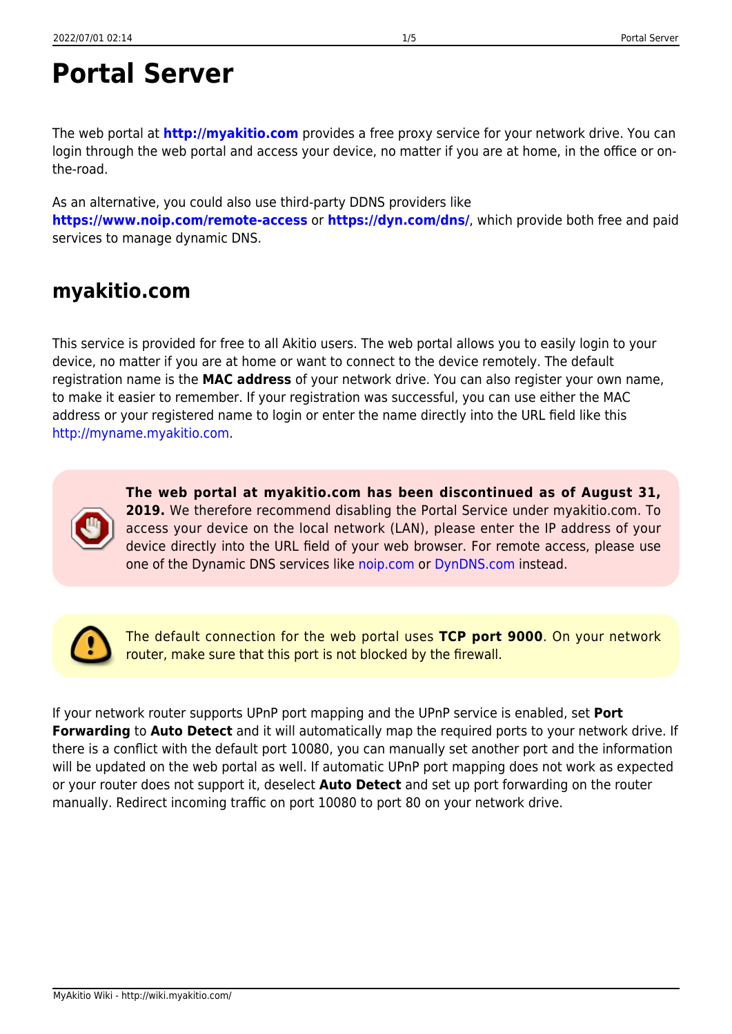# Portal Server

The web portal at **http://myakitio.com** provides a free proxy service for your network drive. You can login through the web portal and access your device, no matter if you are at home, in the office or on-the-road.

As an alternative, you could also use third-party DDNS providers like **https://www.noip.com/remote-access** or **https://dyn.com/dns/**, which provide both free and paid services to manage dynamic DNS.

## myakitio.com

This service is provided for free to all Akitio users. The web portal allows you to easily login to your device, no matter if you are at home or want to connect to the device remotely. The default registration name is the **MAC address** of your network drive. You can also register your own name, to make it easier to remember. If your registration was successful, you can use either the MAC address or your registered name to login or enter the name directly into the URL field like this http://myname.myakitio.com.

**The web portal at myakitio.com has been discontinued as of August 31, 2019.** We therefore recommend disabling the Portal Service under myakitio.com. To access your device on the local network (LAN), please enter the IP address of your device directly into the URL field of your web browser. For remote access, please use one of the Dynamic DNS services like noip.com or DynDNS.com instead.

The default connection for the web portal uses **TCP port 9000**. On your network router, make sure that this port is not blocked by the firewall.

If your network router supports UPnP port mapping and the UPnP service is enabled, set **Port Forwarding** to **Auto Detect** and it will automatically map the required ports to your network drive. If there is a conflict with the default port 10080, you can manually set another port and the information will be updated on the web portal as well. If automatic UPnP port mapping does not work as expected or your router does not support it, deselect **Auto Detect** and set up port forwarding on the router manually. Redirect incoming traffic on port 10080 to port 80 on your network drive.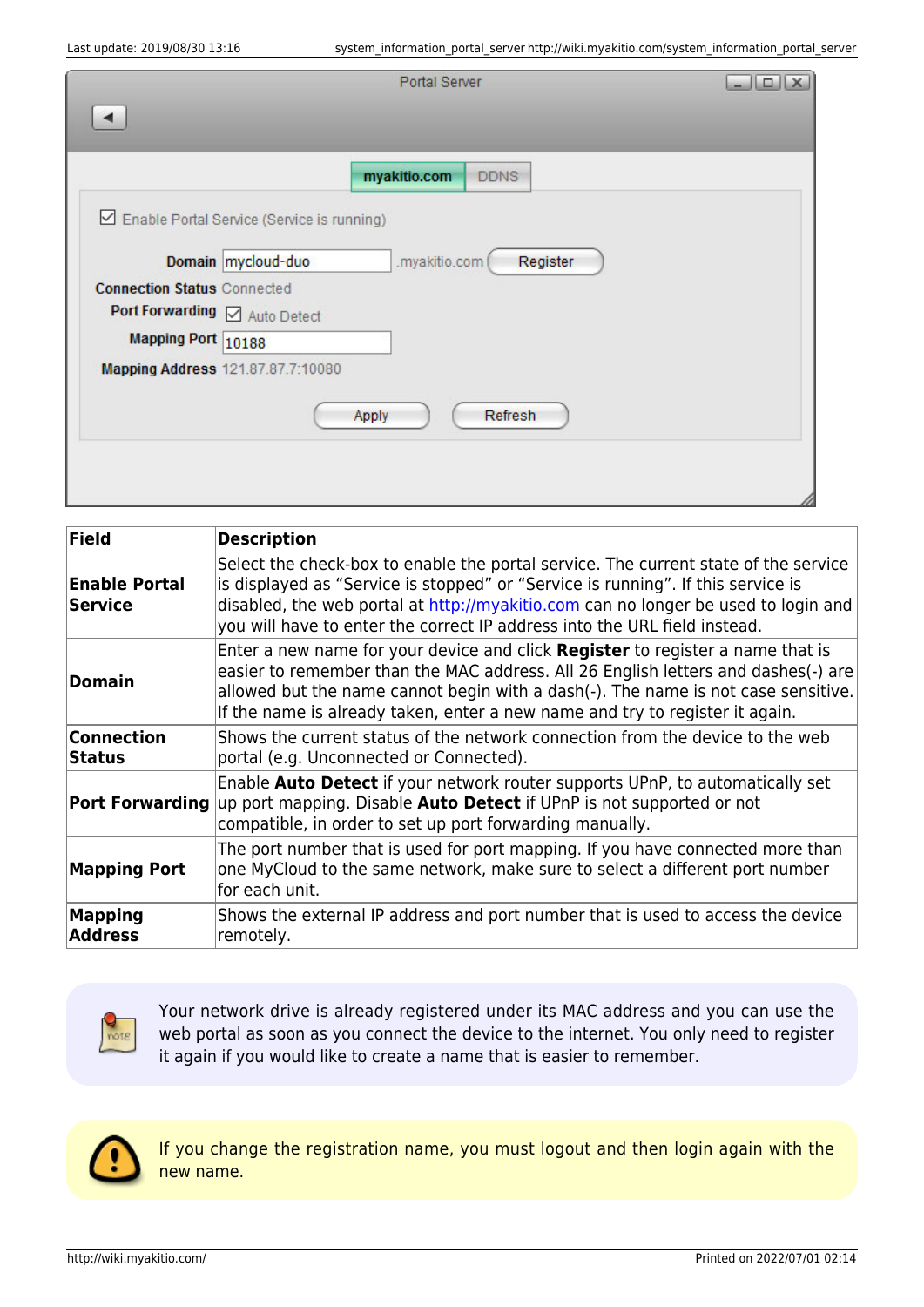| Field | Description |
| --- | --- |
| **Enable Portal Service** | Select the check-box to enable the portal service. The current state of the service is displayed as “Service is stopped” or “Service is running”. If this service is disabled, the web portal at http://myakitio.com can no longer be used to login and you will have to enter the correct IP address into the URL field instead. |
| **Domain** | Enter a new name for your device and click **Register** to register a name that is easier to remember than the MAC address. All 26 English letters and dashes(-) are allowed but the name cannot begin with a dash(-). The name is not case sensitive. If the name is already taken, enter a new name and try to register it again. |
| **Connection Status** | Shows the current status of the network connection from the device to the web portal (e.g. Unconnected or Connected). |
| **Port Forwarding** | Enable **Auto Detect** if your network router supports UPnP, to automatically set up port mapping. Disable **Auto Detect** if UPnP is not supported or not compatible, in order to set up port forwarding manually. |
| **Mapping Port** | The port number that is used for port mapping. If you have connected more than one MyCloud to the same network, make sure to select a different port number for each unit. |
| **Mapping Address** | Shows the external IP address and port number that is used to access the device remotely. |

Your network drive is already registered under its MAC address and you can use the web portal as soon as you connect the device to the internet. You only need to register it again if you would like to create a name that is easier to remember.

If you change the registration name, you must logout and then login again with the new name.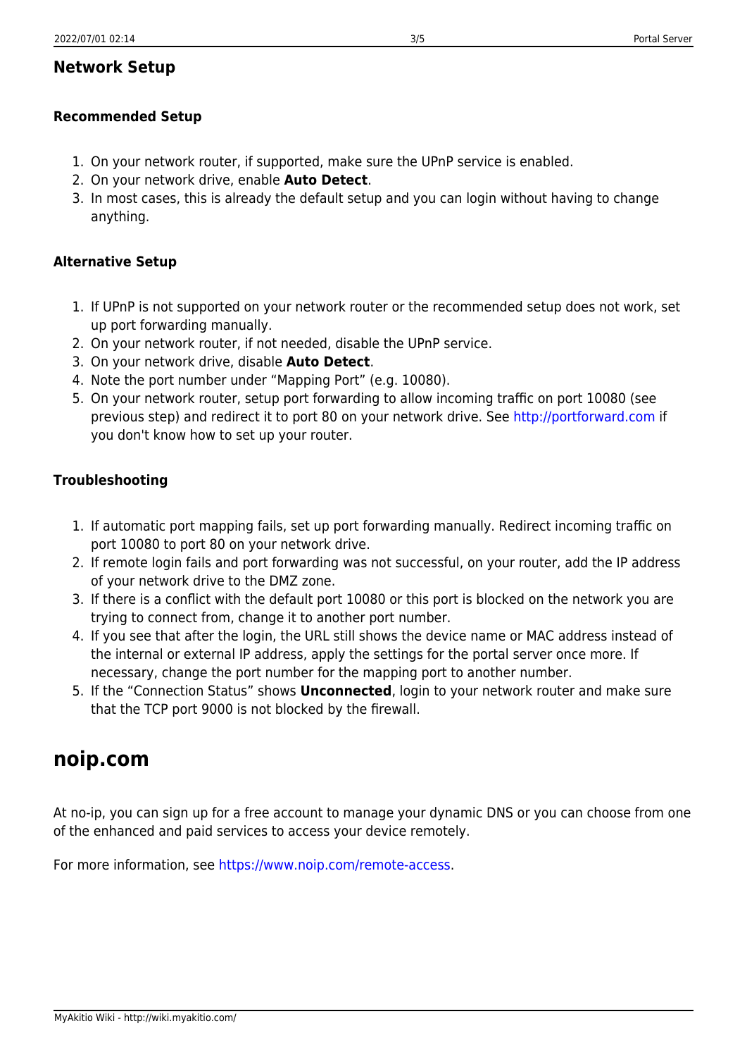### Network Setup

#### Recommended Setup

1. On your network router, if supported, make sure the UPnP service is enabled.
2. On your network drive, enable **Auto Detect**.
3. In most cases, this is already the default setup and you can login without having to change anything.

#### Alternative Setup

1. If UPnP is not supported on your network router or the recommended setup does not work, set up port forwarding manually.
2. On your network router, if not needed, disable the UPnP service.
3. On your network drive, disable **Auto Detect**.
4. Note the port number under "Mapping Port" (e.g. 10080).
5. On your network router, setup port forwarding to allow incoming traffic on port 10080 (see previous step) and redirect it to port 80 on your network drive. See http://portforward.com if you don't know how to set up your router.

#### Troubleshooting

1. If automatic port mapping fails, set up port forwarding manually. Redirect incoming traffic on port 10080 to port 80 on your network drive.
2. If remote login fails and port forwarding was not successful, on your router, add the IP address of your network drive to the DMZ zone.
3. If there is a conflict with the default port 10080 or this port is blocked on the network you are trying to connect from, change it to another port number.
4. If you see that after the login, the URL still shows the device name or MAC address instead of the internal or external IP address, apply the settings for the portal server once more. If necessary, change the port number for the mapping port to another number.
5. If the "Connection Status" shows **Unconnected**, login to your network router and make sure that the TCP port 9000 is not blocked by the firewall.

## noip.com

At no-ip, you can sign up for a free account to manage your dynamic DNS or you can choose from one of the enhanced and paid services to access your device remotely.

For more information, see https://www.noip.com/remote-access.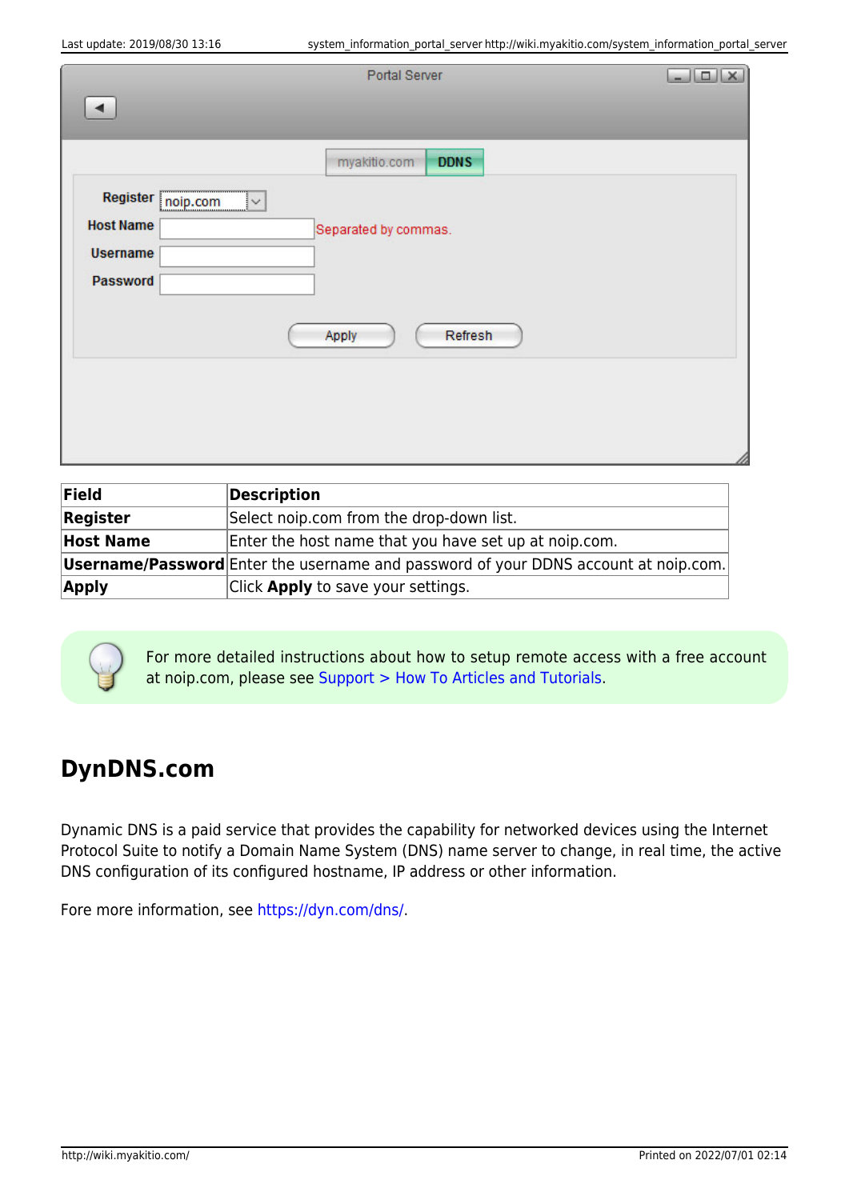| Field | Description |
| --- | --- |
| **Register** | Select noip.com from the drop-down list. |
| **Host Name** | Enter the host name that you have set up at noip.com. |
| **Username/Password** | Enter the username and password of your DDNS account at noip.com. |
| **Apply** | Click **Apply** to save your settings. |

For more detailed instructions about how to setup remote access with a free account at noip.com, please see Support > How To Articles and Tutorials.

## DynDNS.com

Dynamic DNS is a paid service that provides the capability for networked devices using the Internet Protocol Suite to notify a Domain Name System (DNS) name server to change, in real time, the active DNS configuration of its configured hostname, IP address or other information.

Fore more information, see https://dyn.com/dns/.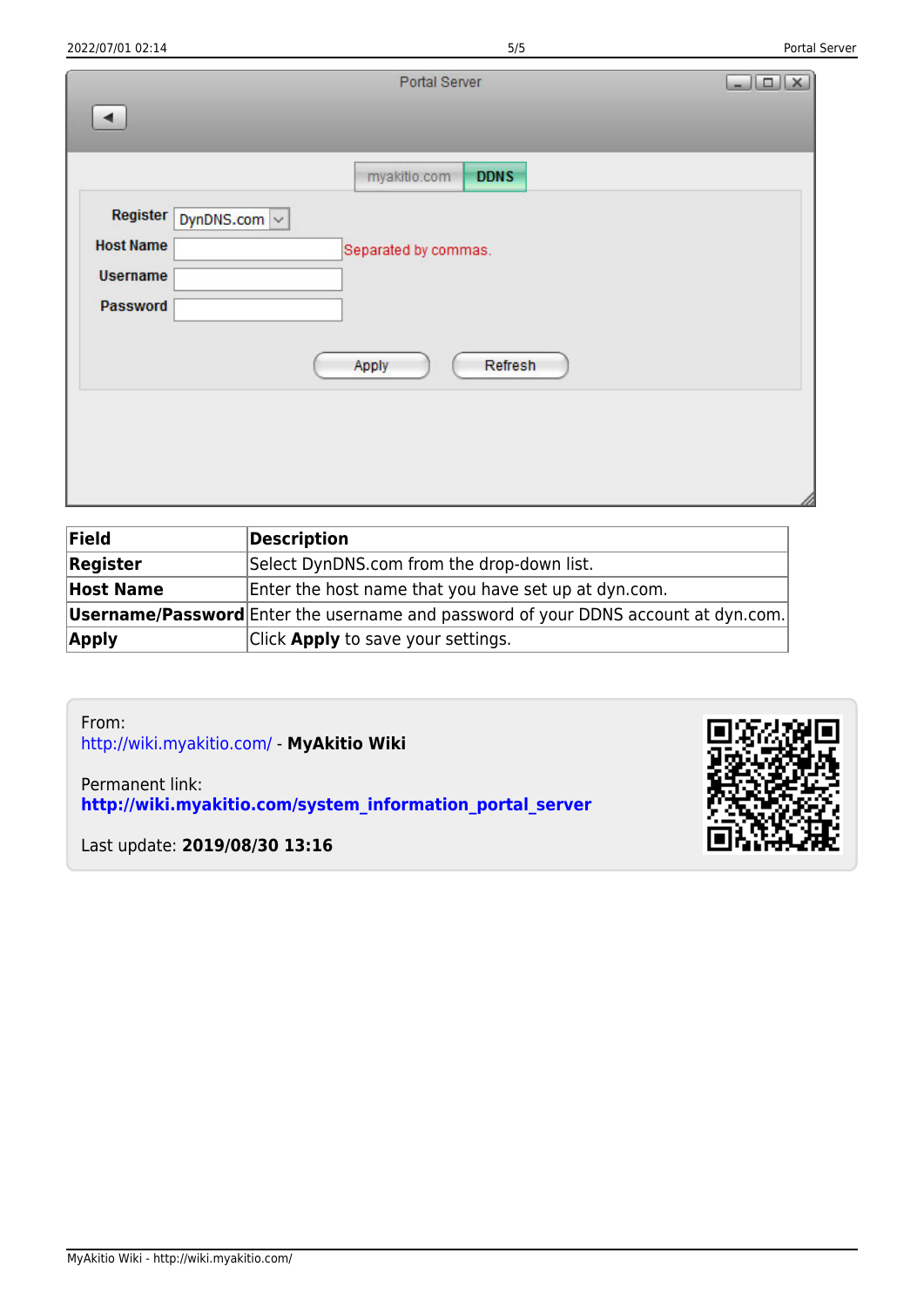| Field | Description |
| --- | --- |
| **Register** | Select DynDNS.com from the drop-down list. |
| **Host Name** | Enter the host name that you have set up at dyn.com. |
| **Username/Password** | Enter the username and password of your DDNS account at dyn.com. |
| **Apply** | Click **Apply** to save your settings. |

From:
http://wiki.myakitio.com/ - **MyAkitio Wiki**

Permanent link:
**http://wiki.myakitio.com/system_information_portal_server**

Last update: **2019/08/30 13:16**